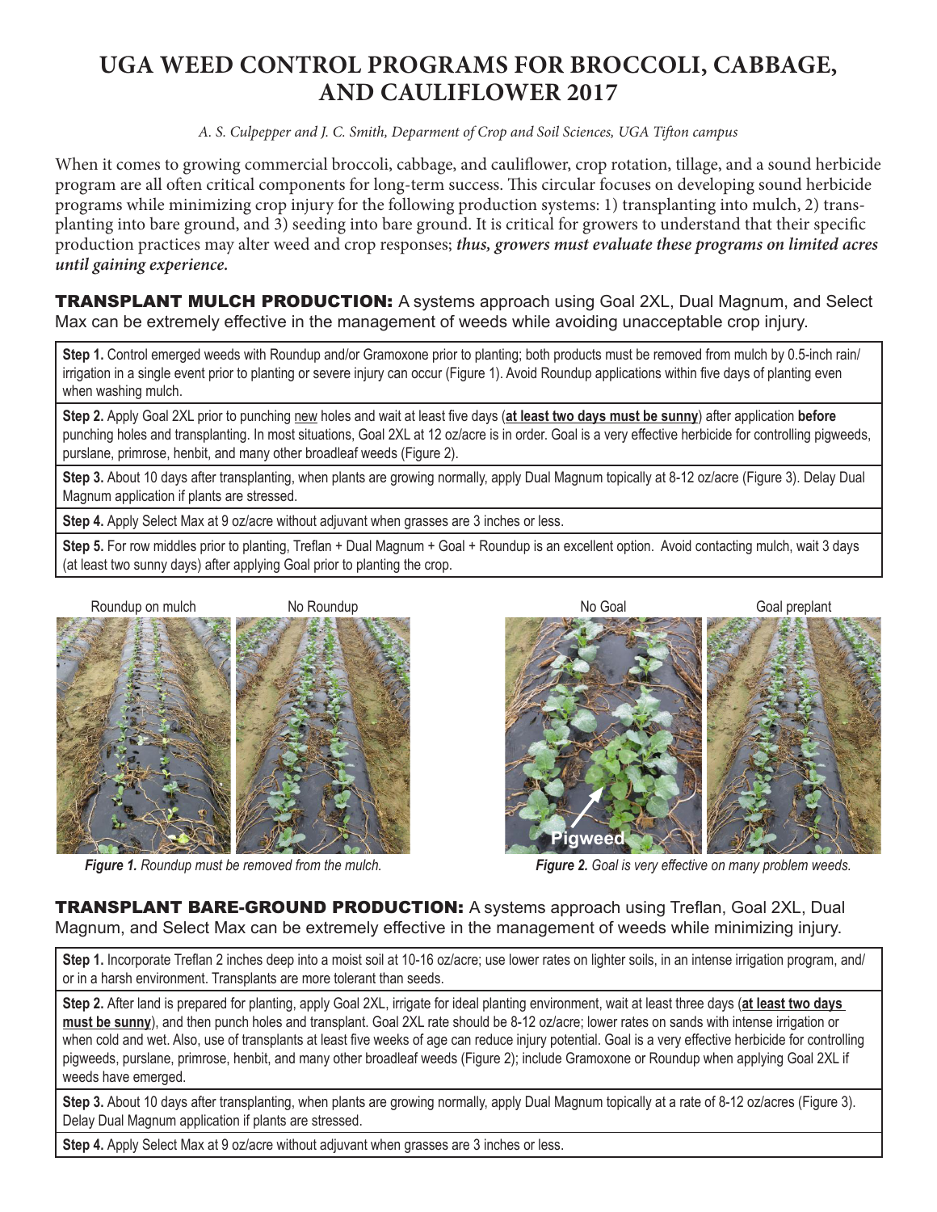# UGA WEED CONTROL PROGRAMS FOR BROCCOLI, CABBAGE, AND CAULIFLOWER 2017

*A. S. Culpepper and J. C. Smith, Deparment of Crop and Soil Sciences, UGA Tifton campus*

When it comes to growing commercial broccoli, cabbage, and cauliflower, crop rotation, tillage, and a sound herbicide program are all often critical components for long-term success. This circular focuses on developing sound herbicide programs while minimizing crop injury for the following production systems: 1) transplanting into mulch, 2) transplanting into bare ground, and 3) seeding into bare ground. It is critical for growers to understand that their specific production practices may alter weed and crop responses; ***thus, growers must evaluate these programs on limited acres until gaining experience.***

## TRANSPLANT MULCH PRODUCTION: A systems approach using Goal 2XL, Dual Magnum, and Select Max can be extremely effective in the management of weeds while avoiding unacceptable crop injury.

**Step 1.** Control emerged weeds with Roundup and/or Gramoxone prior to planting; both products must be removed from mulch by 0.5-inch rain/irrigation in a single event prior to planting or severe injury can occur (Figure 1). Avoid Roundup applications within five days of planting even when washing mulch.

**Step 2.** Apply Goal 2XL prior to punching new holes and wait at least five days (**at least two days must be sunny**) after application **before** punching holes and transplanting. In most situations, Goal 2XL at 12 oz/acre is in order. Goal is a very effective herbicide for controlling pigweeds, purslane, primrose, henbit, and many other broadleaf weeds (Figure 2).

**Step 3.** About 10 days after transplanting, when plants are growing normally, apply Dual Magnum topically at 8-12 oz/acre (Figure 3). Delay Dual Magnum application if plants are stressed.

**Step 4.** Apply Select Max at 9 oz/acre without adjuvant when grasses are 3 inches or less.

**Step 5.** For row middles prior to planting, Treflan + Dual Magnum + Goal + Roundup is an excellent option. Avoid contacting mulch, wait 3 days (at least two sunny days) after applying Goal prior to planting the crop.

Roundup on mulch | No Roundup

***Figure 1.*** *Roundup must be removed from the mulch.*

No Goal | Goal preplant

Pigweed

***Figure 2.*** *Goal is very effective on many problem weeds.*

## TRANSPLANT BARE-GROUND PRODUCTION: A systems approach using Treflan, Goal 2XL, Dual Magnum, and Select Max can be extremely effective in the management of weeds while minimizing injury.

**Step 1.** Incorporate Treflan 2 inches deep into a moist soil at 10-16 oz/acre; use lower rates on lighter soils, in an intense irrigation program, and/or in a harsh environment. Transplants are more tolerant than seeds.

**Step 2.** After land is prepared for planting, apply Goal 2XL, irrigate for ideal planting environment, wait at least three days (**at least two days must be sunny**), and then punch holes and transplant. Goal 2XL rate should be 8-12 oz/acre; lower rates on sands with intense irrigation or when cold and wet. Also, use of transplants at least five weeks of age can reduce injury potential. Goal is a very effective herbicide for controlling pigweeds, purslane, primrose, henbit, and many other broadleaf weeds (Figure 2); include Gramoxone or Roundup when applying Goal 2XL if weeds have emerged.

**Step 3.** About 10 days after transplanting, when plants are growing normally, apply Dual Magnum topically at a rate of 8-12 oz/acres (Figure 3). Delay Dual Magnum application if plants are stressed.

**Step 4.** Apply Select Max at 9 oz/acre without adjuvant when grasses are 3 inches or less.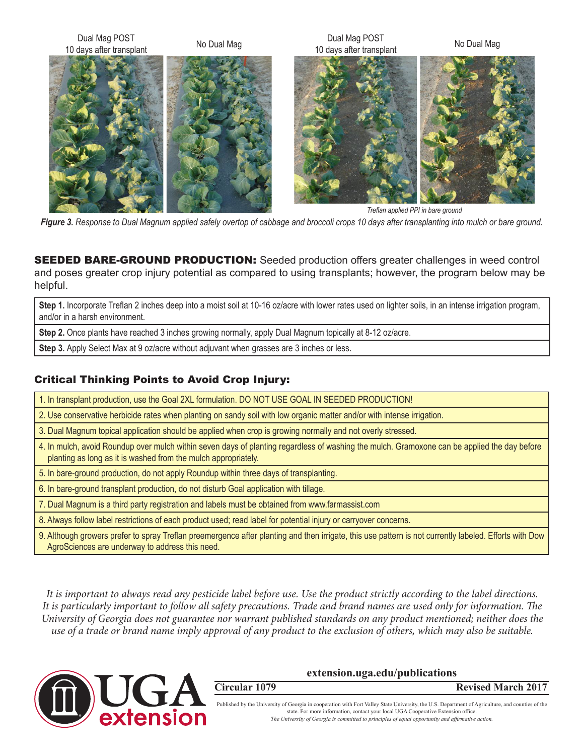Dual Mag POST 10 days after transplant

No Dual Mag

Dual Mag POST 10 days after transplant

No Dual Mag

*Treflan applied PPI in bare ground*

***Figure 3.*** *Response to Dual Magnum applied safely overtop of cabbage and broccoli crops 10 days after transplanting into mulch or bare ground.*

**SEEDED BARE-GROUND PRODUCTION:** Seeded production offers greater challenges in weed control and poses greater crop injury potential as compared to using transplants; however, the program below may be helpful.

| |
|---|
| **Step 1.** Incorporate Treflan 2 inches deep into a moist soil at 10-16 oz/acre with lower rates used on lighter soils, in an intense irrigation program, and/or in a harsh environment. |
| **Step 2.** Once plants have reached 3 inches growing normally, apply Dual Magnum topically at 8-12 oz/acre. |
| **Step 3.** Apply Select Max at 9 oz/acre without adjuvant when grasses are 3 inches or less. |

## Critical Thinking Points to Avoid Crop Injury:

1. In transplant production, use the Goal 2XL formulation. DO NOT USE GOAL IN SEEDED PRODUCTION!
2. Use conservative herbicide rates when planting on sandy soil with low organic matter and/or with intense irrigation.
3. Dual Magnum topical application should be applied when crop is growing normally and not overly stressed.
4. In mulch, avoid Roundup over mulch within seven days of planting regardless of washing the mulch. Gramoxone can be applied the day before planting as long as it is washed from the mulch appropriately.
5. In bare-ground production, do not apply Roundup within three days of transplanting.
6. In bare-ground transplant production, do not disturb Goal application with tillage.
7. Dual Magnum is a third party registration and labels must be obtained from www.farmassist.com
8. Always follow label restrictions of each product used; read label for potential injury or carryover concerns.
9. Although growers prefer to spray Treflan preemergence after planting and then irrigate, this use pattern is not currently labeled. Efforts with Dow AgroSciences are underway to address this need.

*It is important to always read any pesticide label before use. Use the product strictly according to the label directions. It is particularly important to follow all safety precautions. Trade and brand names are used only for information. The University of Georgia does not guarantee nor warrant published standards on any product mentioned; neither does the use of a trade or brand name imply approval of any product to the exclusion of others, which may also be suitable.*

UGA extension

extension.uga.edu/publications

**Circular 1079** **Revised March 2017**

Published by the University of Georgia in cooperation with Fort Valley State University, the U.S. Department of Agriculture, and counties of the state. For more information, contact your local UGA Cooperative Extension office.
*The University of Georgia is committed to principles of equal opportunity and affirmative action.*